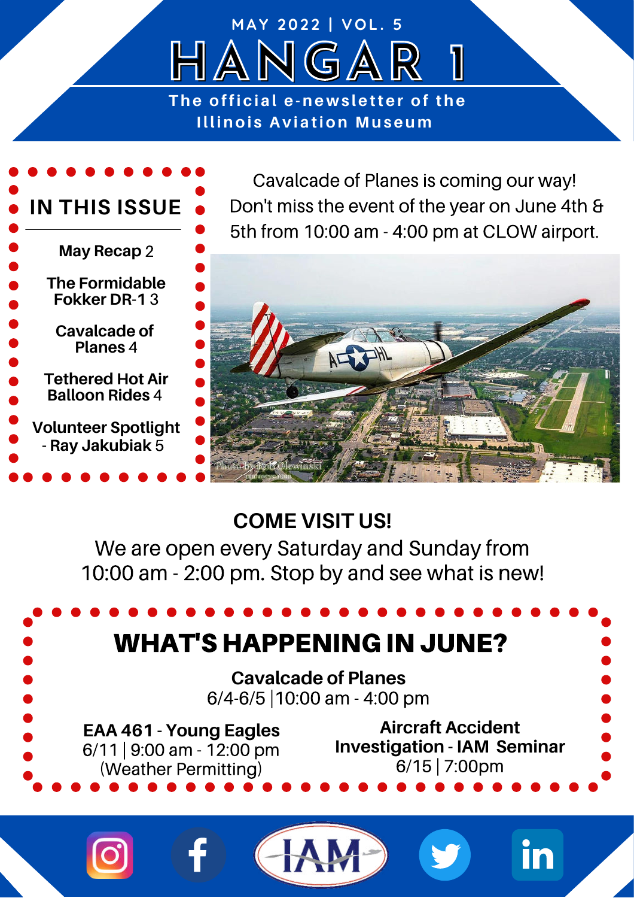MAY 2022 | VOL. 5

# HANGAR 1

The official e-newsletter of the Illinois Aviation Museum

## IN THIS ISSUE

- **May Recap** 2
- **The Formidable Fokker DR-1** 3
- **Cavalcade of Planes** 4
- **Tethered Hot Air Balloon Rides** 4
- **Volunteer Spotlight - Ray Jakubiak** 5

Cavalcade of Planes is coming our way! Don't miss the event of the year on June 4th & 5th from 10:00 am - 4:00 pm at CLOW airport.

Photo by Rob Olewinski

## COME VISIT US!

We are open every Saturday and Sunday from 10:00 am - 2:00 pm. Stop by and see what is new!

## WHAT'S HAPPENING IN JUNE?

**Cavalcade of Planes**
6/4-6/5 | 10:00 am - 4:00 pm

**EAA 461 - Young Eagles**
6/11 | 9:00 am - 12:00 pm
(Weather Permitting)

**Aircraft Accident Investigation - IAM Seminar**
6/15 | 7:00pm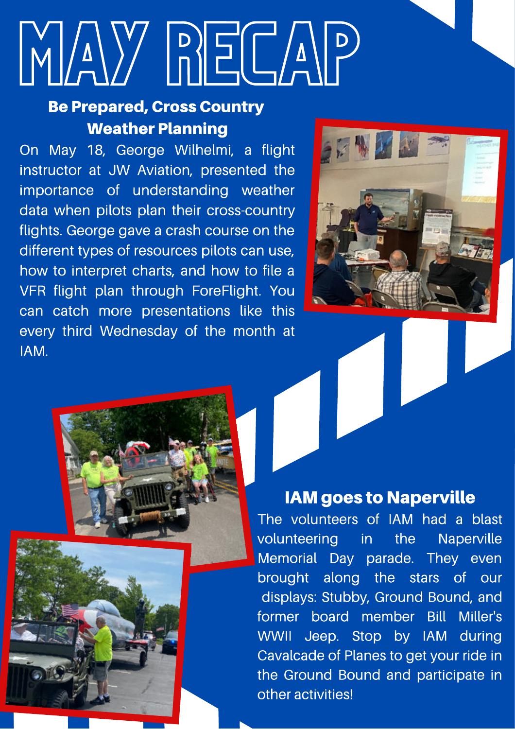# MAY RECAP

## Be Prepared, Cross Country Weather Planning

On May 18, George Wilhelmi, a flight instructor at JW Aviation, presented the importance of understanding weather data when pilots plan their cross-country flights. George gave a crash course on the different types of resources pilots can use, how to interpret charts, and how to file a VFR flight plan through ForeFlight. You can catch more presentations like this every third Wednesday of the month at IAM.

## IAM goes to Naperville

The volunteers of IAM had a blast volunteering in the Naperville Memorial Day parade. They even brought along the stars of our displays: Stubby, Ground Bound, and former board member Bill Miller's WWII Jeep. Stop by IAM during Cavalcade of Planes to get your ride in the Ground Bound and participate in other activities!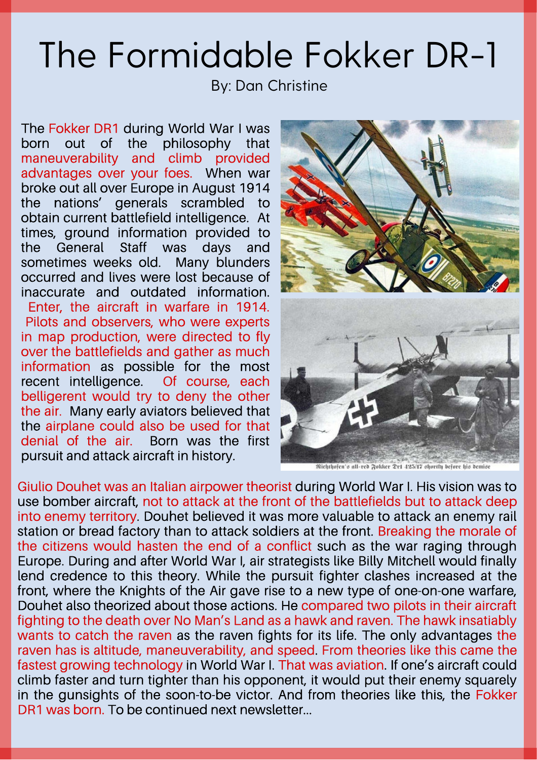# The Formidable Fokker DR-1

By: Dan Christine

The Fokker DR1 during World War I was born out of the philosophy that maneuverability and climb provided advantages over your foes. When war broke out all over Europe in August 1914 the nations' generals scrambled to obtain current battlefield intelligence. At times, ground information provided to the General Staff was days and sometimes weeks old. Many blunders occurred and lives were lost because of inaccurate and outdated information. Enter, the aircraft in warfare in 1914. Pilots and observers, who were experts in map production, were directed to fly over the battlefields and gather as much information as possible for the most recent intelligence. Of course, each belligerent would try to deny the other the air. Many early aviators believed that the airplane could also be used for that denial of the air. Born was the first pursuit and attack aircraft in history.

Richthofen's all-red Fokker Dr1 425/17 shortly before his demise

Giulio Douhet was an Italian airpower theorist during World War I. His vision was to use bomber aircraft, not to attack at the front of the battlefields but to attack deep into enemy territory. Douhet believed it was more valuable to attack an enemy rail station or bread factory than to attack soldiers at the front. Breaking the morale of the citizens would hasten the end of a conflict such as the war raging through Europe. During and after World War I, air strategists like Billy Mitchell would finally lend credence to this theory. While the pursuit fighter clashes increased at the front, where the Knights of the Air gave rise to a new type of one-on-one warfare, Douhet also theorized about those actions. He compared two pilots in their aircraft fighting to the death over No Man's Land as a hawk and raven. The hawk insatiably wants to catch the raven as the raven fights for its life. The only advantages the raven has is altitude, maneuverability, and speed. From theories like this came the fastest growing technology in World War I. That was aviation. If one's aircraft could climb faster and turn tighter than his opponent, it would put their enemy squarely in the gunsights of the soon-to-be victor. And from theories like this, the Fokker DR1 was born. To be continued next newsletter...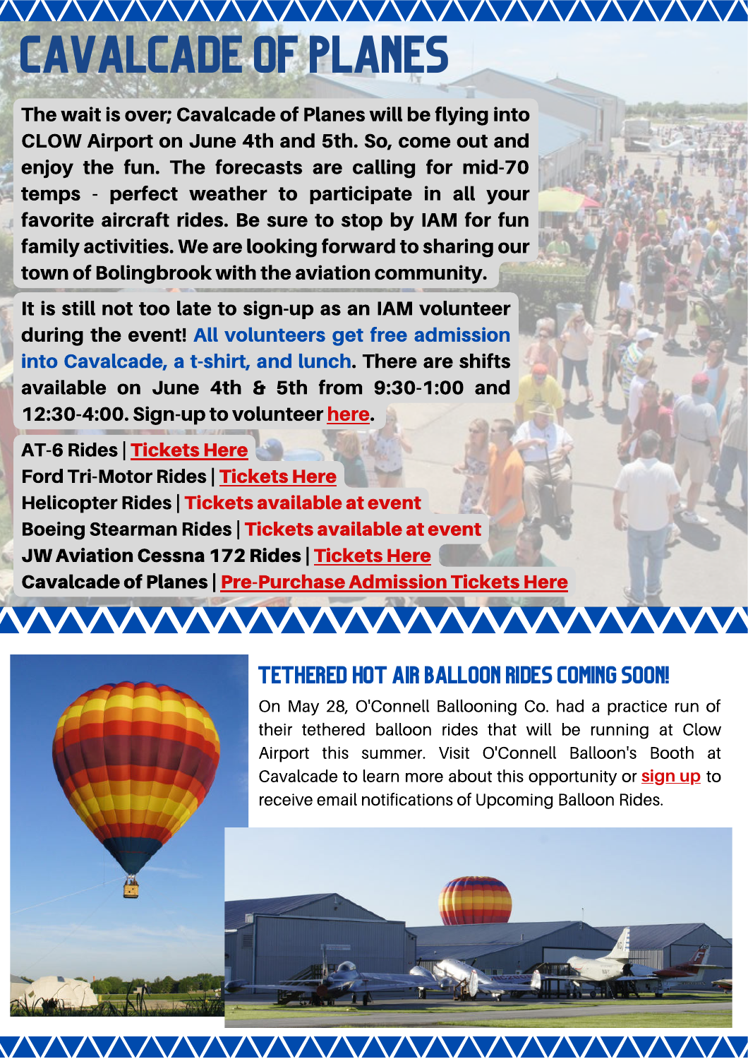# CAVALCADE OF PLANES

The wait is over; Cavalcade of Planes will be flying into CLOW Airport on June 4th and 5th. So, come out and enjoy the fun. The forecasts are calling for mid-70 temps - perfect weather to participate in all your favorite aircraft rides. Be sure to stop by IAM for fun family activities. We are looking forward to sharing our town of Bolingbrook with the aviation community.

It is still not too late to sign-up as an IAM volunteer during the event! **All volunteers get free admission into Cavalcade, a t-shirt, and lunch**. There are shifts available on June 4th & 5th from 9:30-1:00 and 12:30-4:00. Sign-up to volunteer here.

**AT-6 Rides | Tickets Here**
**Ford Tri-Motor Rides | Tickets Here**
**Helicopter Rides | Tickets available at event**
**Boeing Stearman Rides | Tickets available at event**
**JW Aviation Cessna 172 Rides | Tickets Here**
**Cavalcade of Planes | Pre-Purchase Admission Tickets Here**

## TETHERED HOT AIR BALLOON RIDES COMING SOON!

On May 28, O'Connell Ballooning Co. had a practice run of their tethered balloon rides that will be running at Clow Airport this summer. Visit O'Connell Balloon's Booth at Cavalcade to learn more about this opportunity or **sign up** to receive email notifications of Upcoming Balloon Rides.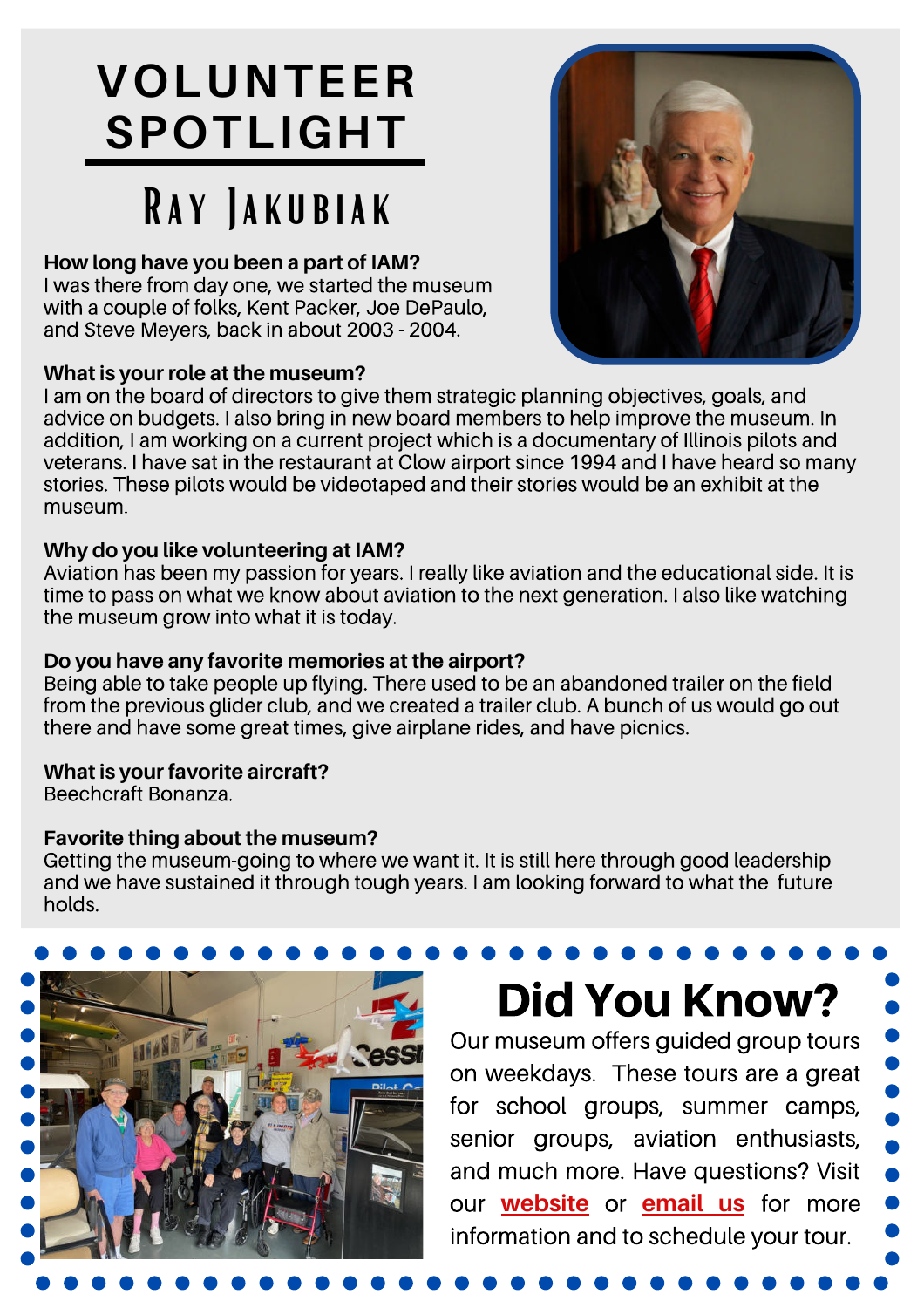# VOLUNTEER SPOTLIGHT

## Ray Jakubiak

**How long have you been a part of IAM?**
I was there from day one, we started the museum with a couple of folks, Kent Packer, Joe DePaulo, and Steve Meyers, back in about 2003 - 2004.

**What is your role at the museum?**
I am on the board of directors to give them strategic planning objectives, goals, and advice on budgets. I also bring in new board members to help improve the museum. In addition, I am working on a current project which is a documentary of Illinois pilots and veterans. I have sat in the restaurant at Clow airport since 1994 and I have heard so many stories. These pilots would be videotaped and their stories would be an exhibit at the museum.

**Why do you like volunteering at IAM?**
Aviation has been my passion for years. I really like aviation and the educational side. It is time to pass on what we know about aviation to the next generation. I also like watching the museum grow into what it is today.

**Do you have any favorite memories at the airport?**
Being able to take people up flying. There used to be an abandoned trailer on the field from the previous glider club, and we created a trailer club. A bunch of us would go out there and have some great times, give airplane rides, and have picnics.

**What is your favorite aircraft?**
Beechcraft Bonanza.

**Favorite thing about the museum?**
Getting the museum-going to where we want it. It is still here through good leadership and we have sustained it through tough years. I am looking forward to what the future holds.

# Did You Know?

Our museum offers guided group tours on weekdays. These tours are a great for school groups, summer camps, senior groups, aviation enthusiasts, and much more. Have questions? Visit our **website** or **email us** for more information and to schedule your tour.